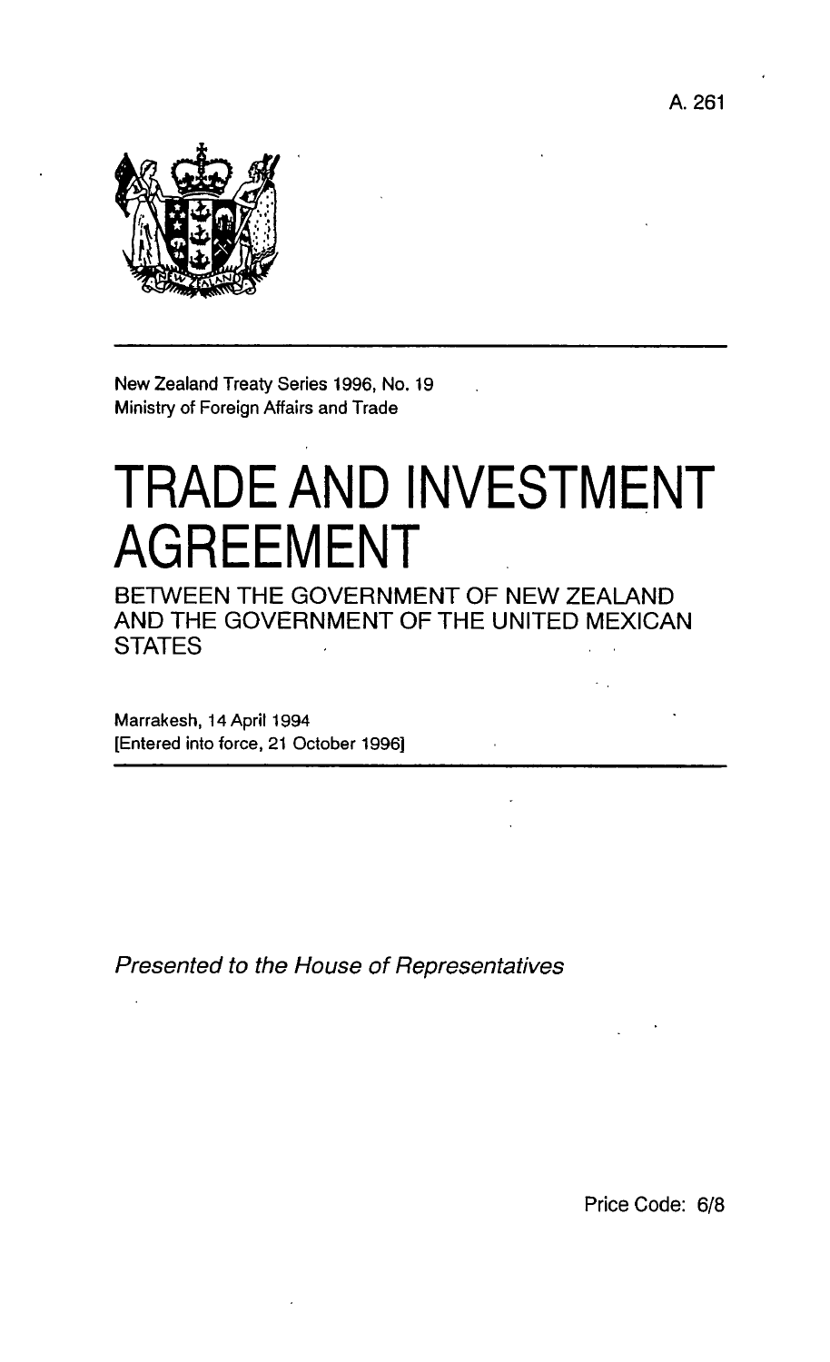A. 261

New Zealand Treaty Series 1996, No. 19
Ministry of Foreign Affairs and Trade

# TRADE AND INVESTMENT AGREEMENT

## BETWEEN THE GOVERNMENT OF NEW ZEALAND AND THE GOVERNMENT OF THE UNITED MEXICAN STATES

Marrakesh, 14 April 1994
[Entered into force, 21 October 1996]

*Presented to the House of Representatives*

Price Code: 6/8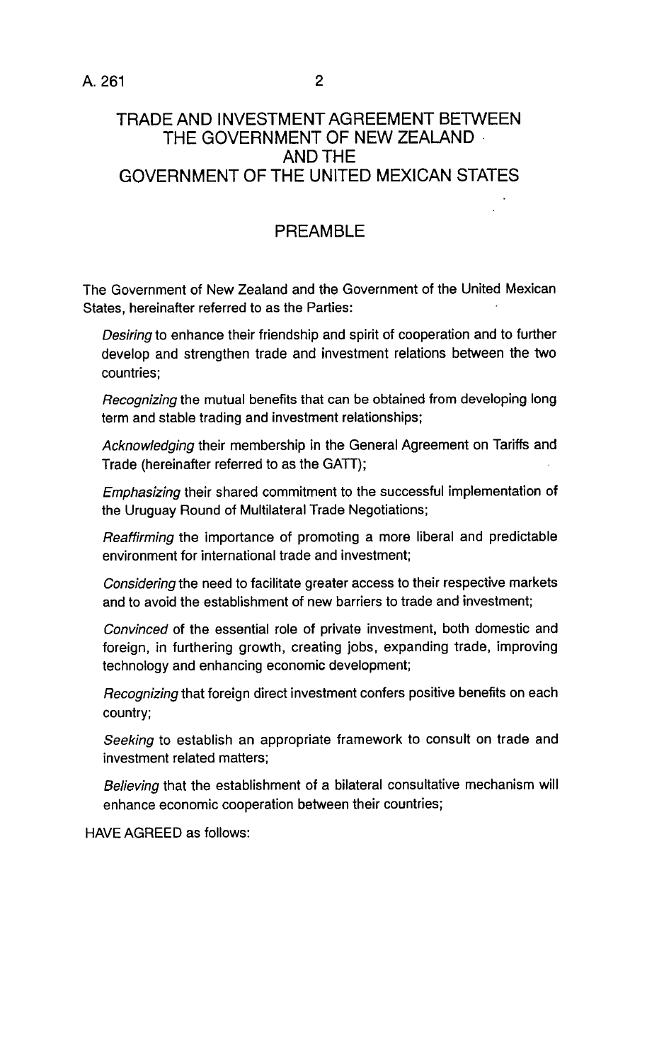# TRADE AND INVESTMENT AGREEMENT BETWEEN THE GOVERNMENT OF NEW ZEALAND AND THE GOVERNMENT OF THE UNITED MEXICAN STATES

## PREAMBLE

The Government of New Zealand and the Government of the United Mexican States, hereinafter referred to as the Parties:

*Desiring* to enhance their friendship and spirit of cooperation and to further develop and strengthen trade and investment relations between the two countries;

*Recognizing* the mutual benefits that can be obtained from developing long term and stable trading and investment relationships;

*Acknowledging* their membership in the General Agreement on Tariffs and Trade (hereinafter referred to as the GATT);

*Emphasizing* their shared commitment to the successful implementation of the Uruguay Round of Multilateral Trade Negotiations;

*Reaffirming* the importance of promoting a more liberal and predictable environment for international trade and investment;

*Considering* the need to facilitate greater access to their respective markets and to avoid the establishment of new barriers to trade and investment;

*Convinced* of the essential role of private investment, both domestic and foreign, in furthering growth, creating jobs, expanding trade, improving technology and enhancing economic development;

*Recognizing* that foreign direct investment confers positive benefits on each country;

*Seeking* to establish an appropriate framework to consult on trade and investment related matters;

*Believing* that the establishment of a bilateral consultative mechanism will enhance economic cooperation between their countries;

HAVE AGREED as follows: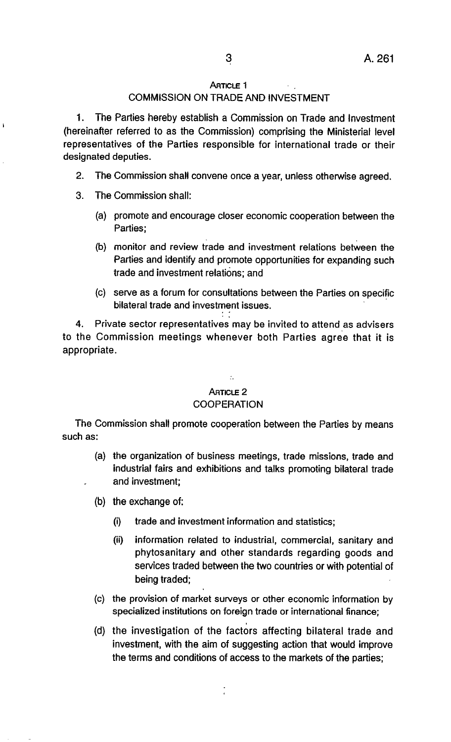## ARTICLE 1
## COMMISSION ON TRADE AND INVESTMENT

1. The Parties hereby establish a Commission on Trade and Investment (hereinafter referred to as the Commission) comprising the Ministerial level representatives of the Parties responsible for international trade or their designated deputies.

2. The Commission shall convene once a year, unless otherwise agreed.

3. The Commission shall:

   (a) promote and encourage closer economic cooperation between the Parties;

   (b) monitor and review trade and investment relations between the Parties and identify and promote opportunities for expanding such trade and investment relations; and

   (c) serve as a forum for consultations between the Parties on specific bilateral trade and investment issues.

4. Private sector representatives may be invited to attend as advisers to the Commission meetings whenever both Parties agree that it is appropriate.

## ARTICLE 2
## COOPERATION

The Commission shall promote cooperation between the Parties by means such as:

   (a) the organization of business meetings, trade missions, trade and industrial fairs and exhibitions and talks promoting bilateral trade and investment;

   (b) the exchange of:

      (i) trade and investment information and statistics;

      (ii) information related to industrial, commercial, sanitary and phytosanitary and other standards regarding goods and services traded between the two countries or with potential of being traded;

   (c) the provision of market surveys or other economic information by specialized institutions on foreign trade or international finance;

   (d) the investigation of the factors affecting bilateral trade and investment, with the aim of suggesting action that would improve the terms and conditions of access to the markets of the parties;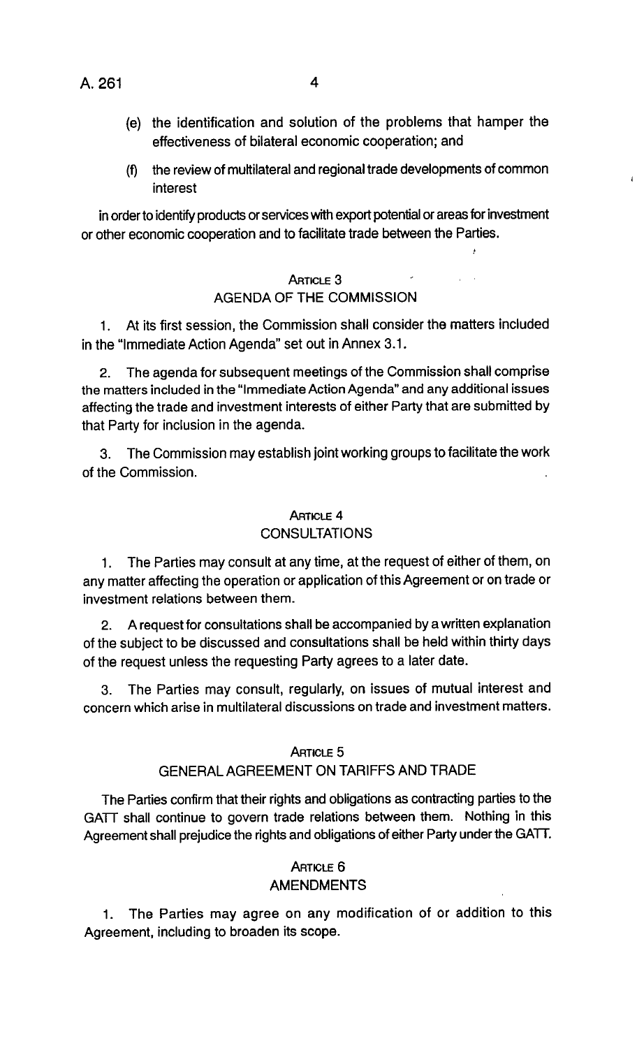(e) the identification and solution of the problems that hamper the effectiveness of bilateral economic cooperation; and

(f) the review of multilateral and regional trade developments of common interest

in order to identify products or services with export potential or areas for investment or other economic cooperation and to facilitate trade between the Parties.

## ARTICLE 3
## AGENDA OF THE COMMISSION

1. At its first session, the Commission shall consider the matters included in the "Immediate Action Agenda" set out in Annex 3.1.

2. The agenda for subsequent meetings of the Commission shall comprise the matters included in the "Immediate Action Agenda" and any additional issues affecting the trade and investment interests of either Party that are submitted by that Party for inclusion in the agenda.

3. The Commission may establish joint working groups to facilitate the work of the Commission.

## ARTICLE 4
## CONSULTATIONS

1. The Parties may consult at any time, at the request of either of them, on any matter affecting the operation or application of this Agreement or on trade or investment relations between them.

2. A request for consultations shall be accompanied by a written explanation of the subject to be discussed and consultations shall be held within thirty days of the request unless the requesting Party agrees to a later date.

3. The Parties may consult, regularly, on issues of mutual interest and concern which arise in multilateral discussions on trade and investment matters.

## ARTICLE 5
## GENERAL AGREEMENT ON TARIFFS AND TRADE

The Parties confirm that their rights and obligations as contracting parties to the GATT shall continue to govern trade relations between them. Nothing in this Agreement shall prejudice the rights and obligations of either Party under the GATT.

## ARTICLE 6
## AMENDMENTS

1. The Parties may agree on any modification of or addition to this Agreement, including to broaden its scope.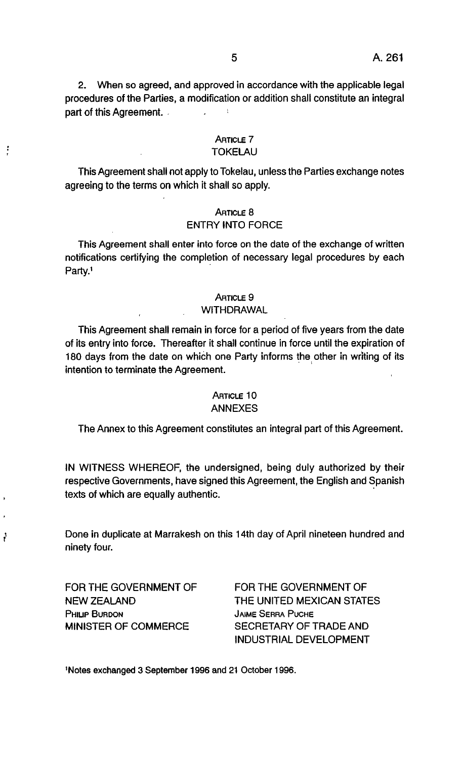2. When so agreed, and approved in accordance with the applicable legal procedures of the Parties, a modification or addition shall constitute an integral part of this Agreement.

### ARTICLE 7
### TOKELAU

This Agreement shall not apply to Tokelau, unless the Parties exchange notes agreeing to the terms on which it shall so apply.

### ARTICLE 8
### ENTRY INTO FORCE

This Agreement shall enter into force on the date of the exchange of written notifications certifying the completion of necessary legal procedures by each Party.[1]

### ARTICLE 9
### WITHDRAWAL

This Agreement shall remain in force for a period of five years from the date of its entry into force. Thereafter it shall continue in force until the expiration of 180 days from the date on which one Party informs the other in writing of its intention to terminate the Agreement.

### ARTICLE 10
### ANNEXES

The Annex to this Agreement constitutes an integral part of this Agreement.

IN WITNESS WHEREOF, the undersigned, being duly authorized by their respective Governments, have signed this Agreement, the English and Spanish texts of which are equally authentic.

Done in duplicate at Marrakesh on this 14th day of April nineteen hundred and ninety four.

FOR THE GOVERNMENT OF NEW ZEALAND
PHILIP BURDON
MINISTER OF COMMERCE

FOR THE GOVERNMENT OF THE UNITED MEXICAN STATES
JAIME SERRA PUCHE
SECRETARY OF TRADE AND INDUSTRIAL DEVELOPMENT

[1] Notes exchanged 3 September 1996 and 21 October 1996.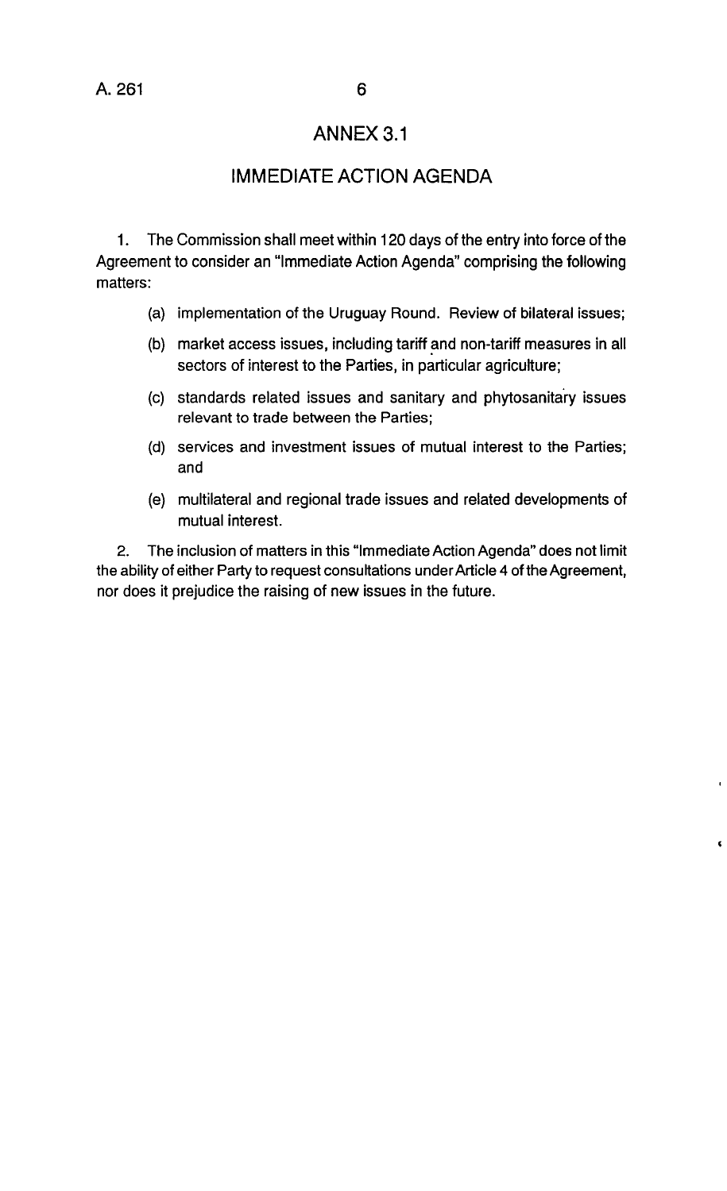## ANNEX 3.1

## IMMEDIATE ACTION AGENDA

1. The Commission shall meet within 120 days of the entry into force of the Agreement to consider an "Immediate Action Agenda" comprising the following matters:

   (a) implementation of the Uruguay Round. Review of bilateral issues;

   (b) market access issues, including tariff and non-tariff measures in all sectors of interest to the Parties, in particular agriculture;

   (c) standards related issues and sanitary and phytosanitary issues relevant to trade between the Parties;

   (d) services and investment issues of mutual interest to the Parties; and

   (e) multilateral and regional trade issues and related developments of mutual interest.

2. The inclusion of matters in this "Immediate Action Agenda" does not limit the ability of either Party to request consultations under Article 4 of the Agreement, nor does it prejudice the raising of new issues in the future.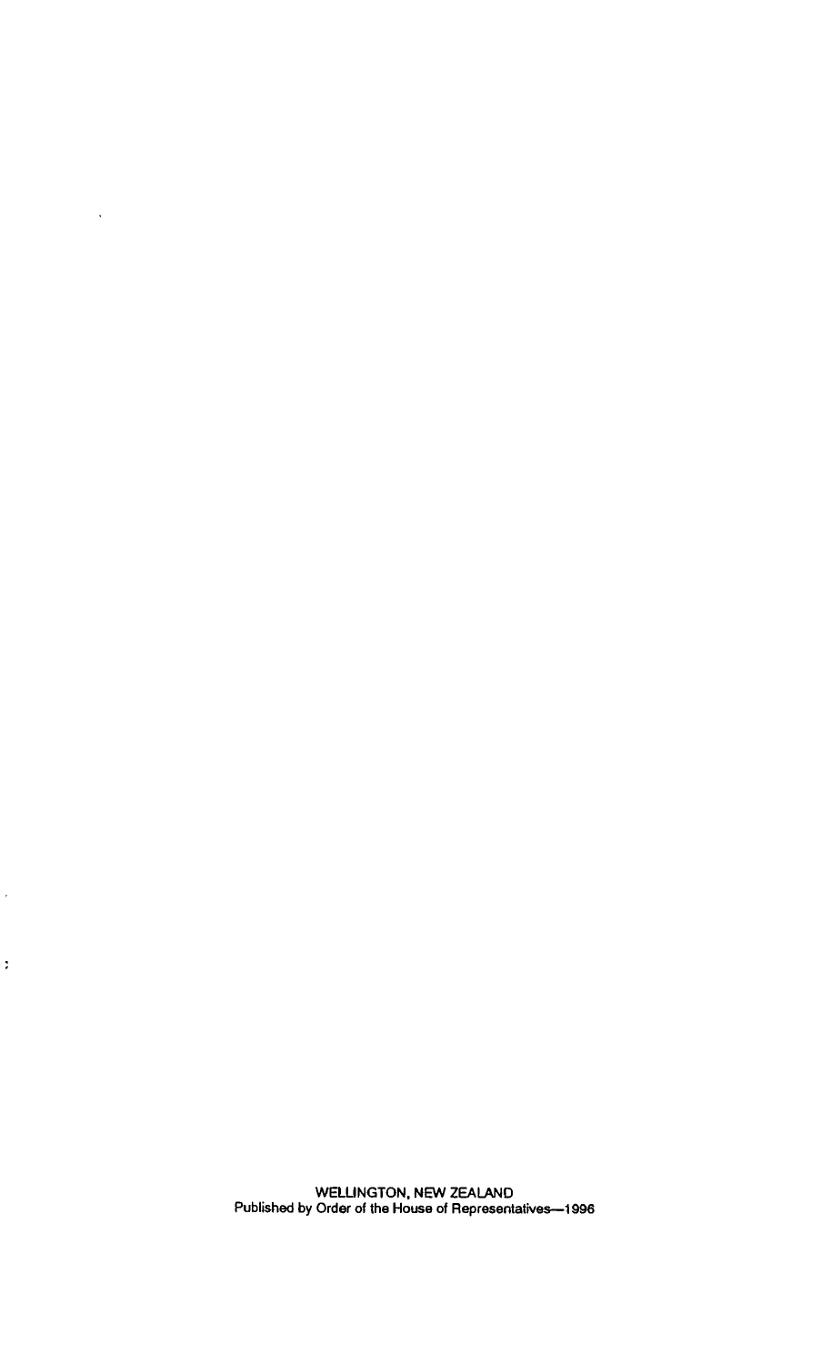WELLINGTON, NEW ZEALAND
Published by Order of the House of Representatives—1996